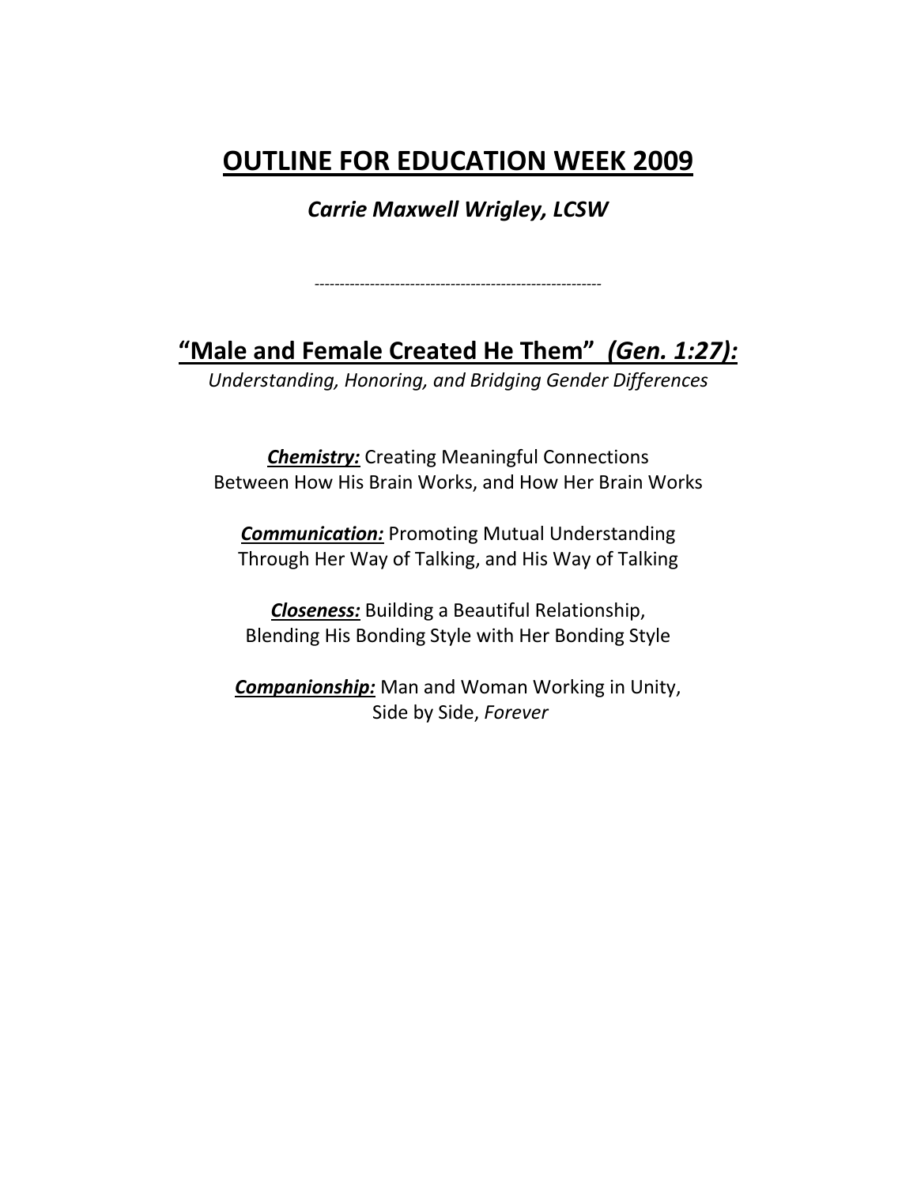# OUTLINE FOR EDUCATION WEEK 2009

***Carrie Maxwell Wrigley, LCSW***

---

## "Male and Female Created He Them" *(Gen. 1:27):*

*Understanding, Honoring, and Bridging Gender Differences*

***Chemistry:*** Creating Meaningful Connections
Between How His Brain Works, and How Her Brain Works

***Communication:*** Promoting Mutual Understanding
Through Her Way of Talking, and His Way of Talking

***Closeness:*** Building a Beautiful Relationship,
Blending His Bonding Style with Her Bonding Style

***Companionship:*** Man and Woman Working in Unity,
Side by Side, *Forever*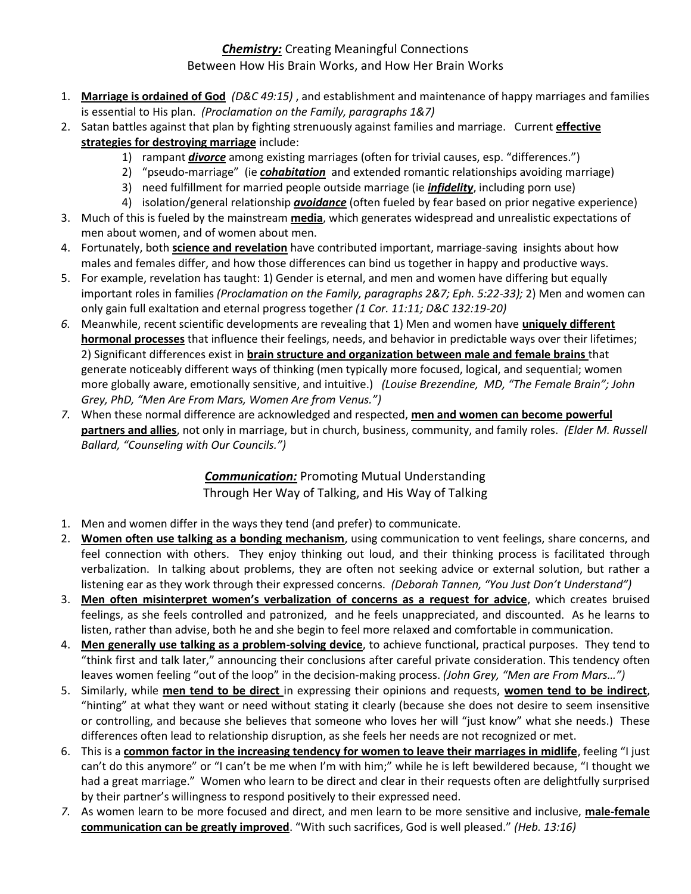## ***Chemistry:*** Creating Meaningful Connections Between How His Brain Works, and How Her Brain Works

1. **Marriage is ordained of God** *(D&C 49:15)* , and establishment and maintenance of happy marriages and families is essential to His plan. *(Proclamation on the Family, paragraphs 1&7)*
2. Satan battles against that plan by fighting strenuously against families and marriage. Current **effective strategies for destroying marriage** include:
    1) rampant ***divorce*** among existing marriages (often for trivial causes, esp. "differences.")
    2) "pseudo-marriage" (ie ***cohabitation*** and extended romantic relationships avoiding marriage)
    3) need fulfillment for married people outside marriage (ie ***infidelity***, including porn use)
    4) isolation/general relationship ***avoidance*** (often fueled by fear based on prior negative experience)
3. Much of this is fueled by the mainstream **media**, which generates widespread and unrealistic expectations of men about women, and of women about men.
4. Fortunately, both **science and revelation** have contributed important, marriage-saving insights about how males and females differ, and how those differences can bind us together in happy and productive ways.
5. For example, revelation has taught: 1) Gender is eternal, and men and women have differing but equally important roles in families *(Proclamation on the Family, paragraphs 2&7; Eph. 5:22-33);* 2) Men and women can only gain full exaltation and eternal progress together *(1 Cor. 11:11; D&C 132:19-20)*
6. Meanwhile, recent scientific developments are revealing that 1) Men and women have **uniquely different hormonal processes** that influence their feelings, needs, and behavior in predictable ways over their lifetimes; 2) Significant differences exist in **brain structure and organization between male and female brains** that generate noticeably different ways of thinking (men typically more focused, logical, and sequential; women more globally aware, emotionally sensitive, and intuitive.) *(Louise Brezendine, MD, "The Female Brain"; John Grey, PhD, "Men Are From Mars, Women Are from Venus.")*
7. When these normal difference are acknowledged and respected, **men and women can become powerful partners and allies**, not only in marriage, but in church, business, community, and family roles. *(Elder M. Russell Ballard, "Counseling with Our Councils.")*

## ***Communication:*** Promoting Mutual Understanding Through Her Way of Talking, and His Way of Talking

1. Men and women differ in the ways they tend (and prefer) to communicate.
2. **Women often use talking as a bonding mechanism**, using communication to vent feelings, share concerns, and feel connection with others. They enjoy thinking out loud, and their thinking process is facilitated through verbalization. In talking about problems, they are often not seeking advice or external solution, but rather a listening ear as they work through their expressed concerns. *(Deborah Tannen, "You Just Don't Understand")*
3. **Men often misinterpret women's verbalization of concerns as a request for advice**, which creates bruised feelings, as she feels controlled and patronized, and he feels unappreciated, and discounted. As he learns to listen, rather than advise, both he and she begin to feel more relaxed and comfortable in communication.
4. **Men generally use talking as a problem-solving device**, to achieve functional, practical purposes. They tend to "think first and talk later," announcing their conclusions after careful private consideration. This tendency often leaves women feeling "out of the loop" in the decision-making process. *(John Grey, "Men are From Mars…")*
5. Similarly, while **men tend to be direct** in expressing their opinions and requests, **women tend to be indirect**, "hinting" at what they want or need without stating it clearly (because she does not desire to seem insensitive or controlling, and because she believes that someone who loves her will "just know" what she needs.) These differences often lead to relationship disruption, as she feels her needs are not recognized or met.
6. This is a **common factor in the increasing tendency for women to leave their marriages in midlife**, feeling "I just can't do this anymore" or "I can't be me when I'm with him;" while he is left bewildered because, "I thought we had a great marriage." Women who learn to be direct and clear in their requests often are delightfully surprised by their partner's willingness to respond positively to their expressed need.
7. As women learn to be more focused and direct, and men learn to be more sensitive and inclusive, **male-female communication can be greatly improved**. "With such sacrifices, God is well pleased." *(Heb. 13:16)*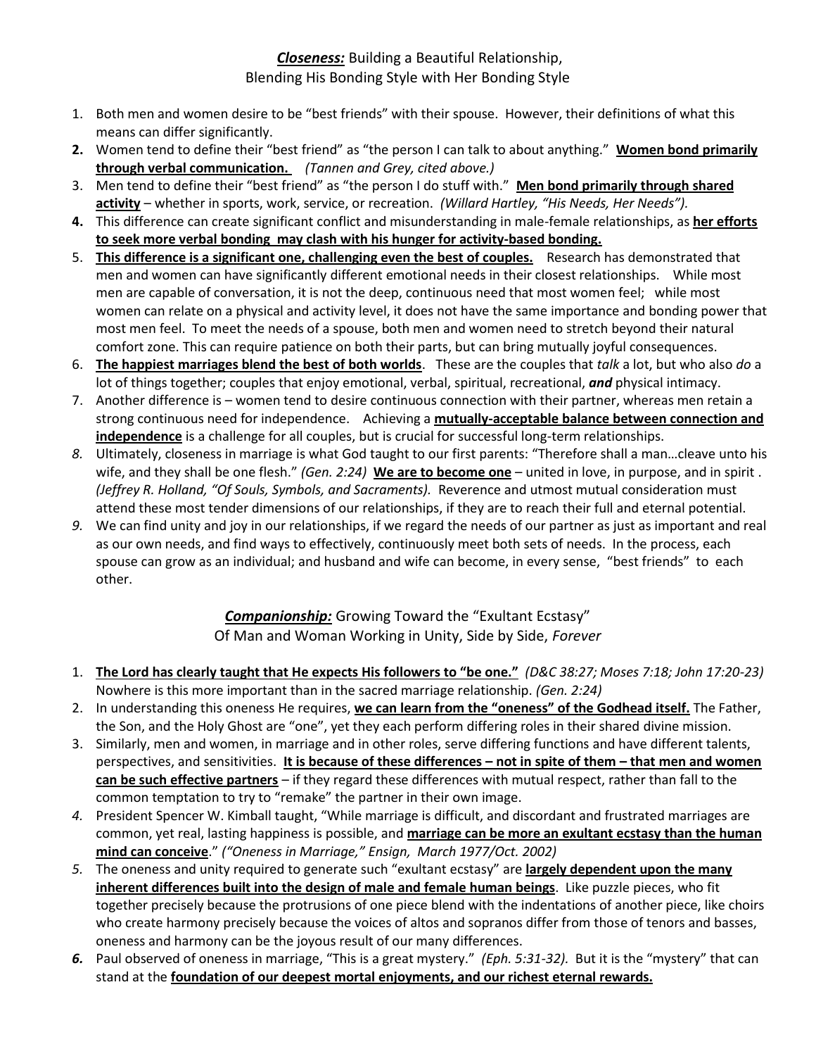## ***Closeness:*** Building a Beautiful Relationship, Blending His Bonding Style with Her Bonding Style

1. Both men and women desire to be "best friends" with their spouse. However, their definitions of what this means can differ significantly.
2. Women tend to define their "best friend" as "the person I can talk to about anything." **Women bond primarily through verbal communication.** *(Tannen and Grey, cited above.)*
3. Men tend to define their "best friend" as "the person I do stuff with." **Men bond primarily through shared activity** – whether in sports, work, service, or recreation. *(Willard Hartley, "His Needs, Her Needs").*
4. This difference can create significant conflict and misunderstanding in male-female relationships, as **her efforts to seek more verbal bonding may clash with his hunger for activity-based bonding.**
5. **This difference is a significant one, challenging even the best of couples.** Research has demonstrated that men and women can have significantly different emotional needs in their closest relationships. While most men are capable of conversation, it is not the deep, continuous need that most women feel; while most women can relate on a physical and activity level, it does not have the same importance and bonding power that most men feel. To meet the needs of a spouse, both men and women need to stretch beyond their natural comfort zone. This can require patience on both their parts, but can bring mutually joyful consequences.
6. **The happiest marriages blend the best of both worlds**. These are the couples that *talk* a lot, but who also *do* a lot of things together; couples that enjoy emotional, verbal, spiritual, recreational, ***and*** physical intimacy.
7. Another difference is – women tend to desire continuous connection with their partner, whereas men retain a strong continuous need for independence. Achieving a **mutually-acceptable balance between connection and independence** is a challenge for all couples, but is crucial for successful long-term relationships.
8. Ultimately, closeness in marriage is what God taught to our first parents: "Therefore shall a man…cleave unto his wife, and they shall be one flesh." *(Gen. 2:24)* **We are to become one** – united in love, in purpose, and in spirit . *(Jeffrey R. Holland, "Of Souls, Symbols, and Sacraments).* Reverence and utmost mutual consideration must attend these most tender dimensions of our relationships, if they are to reach their full and eternal potential.
9. We can find unity and joy in our relationships, if we regard the needs of our partner as just as important and real as our own needs, and find ways to effectively, continuously meet both sets of needs. In the process, each spouse can grow as an individual; and husband and wife can become, in every sense, "best friends" to each other.

## ***Companionship:*** Growing Toward the "Exultant Ecstasy" Of Man and Woman Working in Unity, Side by Side, *Forever*

1. **The Lord has clearly taught that He expects His followers to "be one."** *(D&C 38:27; Moses 7:18; John 17:20-23)* Nowhere is this more important than in the sacred marriage relationship. *(Gen. 2:24)*
2. In understanding this oneness He requires, **we can learn from the "oneness" of the Godhead itself.** The Father, the Son, and the Holy Ghost are "one", yet they each perform differing roles in their shared divine mission.
3. Similarly, men and women, in marriage and in other roles, serve differing functions and have different talents, perspectives, and sensitivities. **It is because of these differences – not in spite of them – that men and women can be such effective partners** – if they regard these differences with mutual respect, rather than fall to the common temptation to try to "remake" the partner in their own image.
4. President Spencer W. Kimball taught, "While marriage is difficult, and discordant and frustrated marriages are common, yet real, lasting happiness is possible, and **marriage can be more an exultant ecstasy than the human mind can conceive**." *("Oneness in Marriage," Ensign, March 1977/Oct. 2002)*
5. The oneness and unity required to generate such "exultant ecstasy" are **largely dependent upon the many inherent differences built into the design of male and female human beings**. Like puzzle pieces, who fit together precisely because the protrusions of one piece blend with the indentations of another piece, like choirs who create harmony precisely because the voices of altos and sopranos differ from those of tenors and basses, oneness and harmony can be the joyous result of our many differences.
6. Paul observed of oneness in marriage, "This is a great mystery." *(Eph. 5:31-32).* But it is the "mystery" that can stand at the **foundation of our deepest mortal enjoyments, and our richest eternal rewards.**